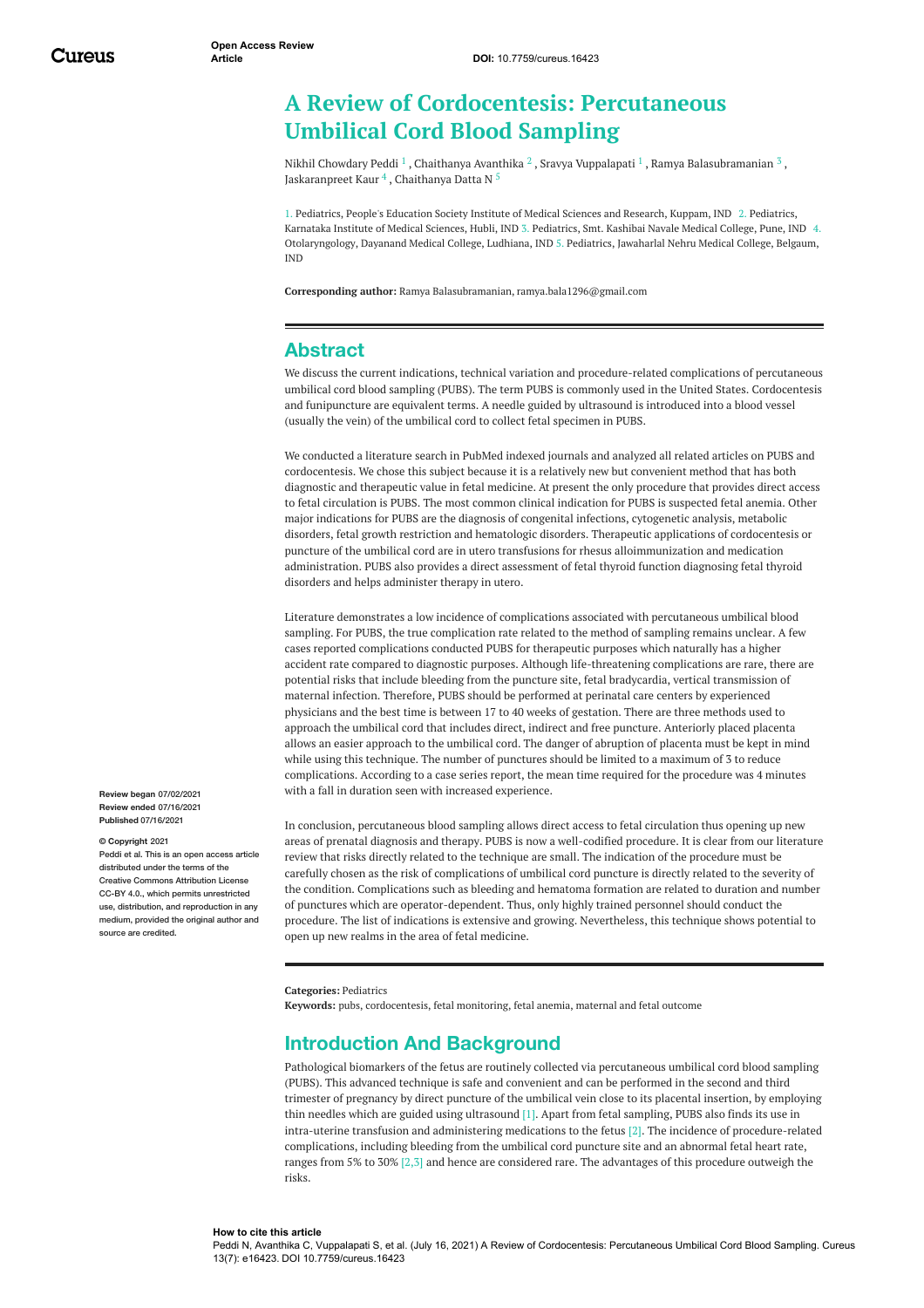Open Access Review Article

DOI: 10.7759/cureus.16423

# A Review of Cordocentesis: Percutaneous Umbilical Cord Blood Sampling

Nikhil Chowdary Peddi [1] , Chaithanya Avanthika [2] , Sravya Vuppalapati [1] , Ramya Balasubramanian [3] , Jaskaranpreet Kaur [4] , Chaithanya Datta N [5]

1. Pediatrics, People's Education Society Institute of Medical Sciences and Research, Kuppam, IND 2. Pediatrics, Karnataka Institute of Medical Sciences, Hubli, IND 3. Pediatrics, Smt. Kashibai Navale Medical College, Pune, IND 4. Otolaryngology, Dayanand Medical College, Ludhiana, IND 5. Pediatrics, Jawaharlal Nehru Medical College, Belgaum, IND

**Corresponding author:** Ramya Balasubramanian, ramya.bala1296@gmail.com

**Review began** 07/02/2021
**Review ended** 07/16/2021
**Published** 07/16/2021

**© Copyright** 2021
Peddi et al. This is an open access article distributed under the terms of the Creative Commons Attribution License CC-BY 4.0., which permits unrestricted use, distribution, and reproduction in any medium, provided the original author and source are credited.

## Abstract

We discuss the current indications, technical variation and procedure-related complications of percutaneous umbilical cord blood sampling (PUBS). The term PUBS is commonly used in the United States. Cordocentesis and funipuncture are equivalent terms. A needle guided by ultrasound is introduced into a blood vessel (usually the vein) of the umbilical cord to collect fetal specimen in PUBS.

We conducted a literature search in PubMed indexed journals and analyzed all related articles on PUBS and cordocentesis. We chose this subject because it is a relatively new but convenient method that has both diagnostic and therapeutic value in fetal medicine. At present the only procedure that provides direct access to fetal circulation is PUBS. The most common clinical indication for PUBS is suspected fetal anemia. Other major indications for PUBS are the diagnosis of congenital infections, cytogenetic analysis, metabolic disorders, fetal growth restriction and hematologic disorders. Therapeutic applications of cordocentesis or puncture of the umbilical cord are in utero transfusions for rhesus alloimmunization and medication administration. PUBS also provides a direct assessment of fetal thyroid function diagnosing fetal thyroid disorders and helps administer therapy in utero.

Literature demonstrates a low incidence of complications associated with percutaneous umbilical blood sampling. For PUBS, the true complication rate related to the method of sampling remains unclear. A few cases reported complications conducted PUBS for therapeutic purposes which naturally has a higher accident rate compared to diagnostic purposes. Although life-threatening complications are rare, there are potential risks that include bleeding from the puncture site, fetal bradycardia, vertical transmission of maternal infection. Therefore, PUBS should be performed at perinatal care centers by experienced physicians and the best time is between 17 to 40 weeks of gestation. There are three methods used to approach the umbilical cord that includes direct, indirect and free puncture. Anteriorly placed placenta allows an easier approach to the umbilical cord. The danger of abruption of placenta must be kept in mind while using this technique. The number of punctures should be limited to a maximum of 3 to reduce complications. According to a case series report, the mean time required for the procedure was 4 minutes with a fall in duration seen with increased experience.

In conclusion, percutaneous blood sampling allows direct access to fetal circulation thus opening up new areas of prenatal diagnosis and therapy. PUBS is now a well-codified procedure. It is clear from our literature review that risks directly related to the technique are small. The indication of the procedure must be carefully chosen as the risk of complications of umbilical cord puncture is directly related to the severity of the condition. Complications such as bleeding and hematoma formation are related to duration and number of punctures which are operator-dependent. Thus, only highly trained personnel should conduct the procedure. The list of indications is extensive and growing. Nevertheless, this technique shows potential to open up new realms in the area of fetal medicine.

**Categories:** Pediatrics
**Keywords:** pubs, cordocentesis, fetal monitoring, fetal anemia, maternal and fetal outcome

## Introduction And Background

Pathological biomarkers of the fetus are routinely collected via percutaneous umbilical cord blood sampling (PUBS). This advanced technique is safe and convenient and can be performed in the second and third trimester of pregnancy by direct puncture of the umbilical vein close to its placental insertion, by employing thin needles which are guided using ultrasound [1]. Apart from fetal sampling, PUBS also finds its use in intra-uterine transfusion and administering medications to the fetus [2]. The incidence of procedure-related complications, including bleeding from the umbilical cord puncture site and an abnormal fetal heart rate, ranges from 5% to 30% [2,3] and hence are considered rare. The advantages of this procedure outweigh the risks.

**How to cite this article**
Peddi N, Avanthika C, Vuppalapati S, et al. (July 16, 2021) A Review of Cordocentesis: Percutaneous Umbilical Cord Blood Sampling. Cureus 13(7): e16423. DOI 10.7759/cureus.16423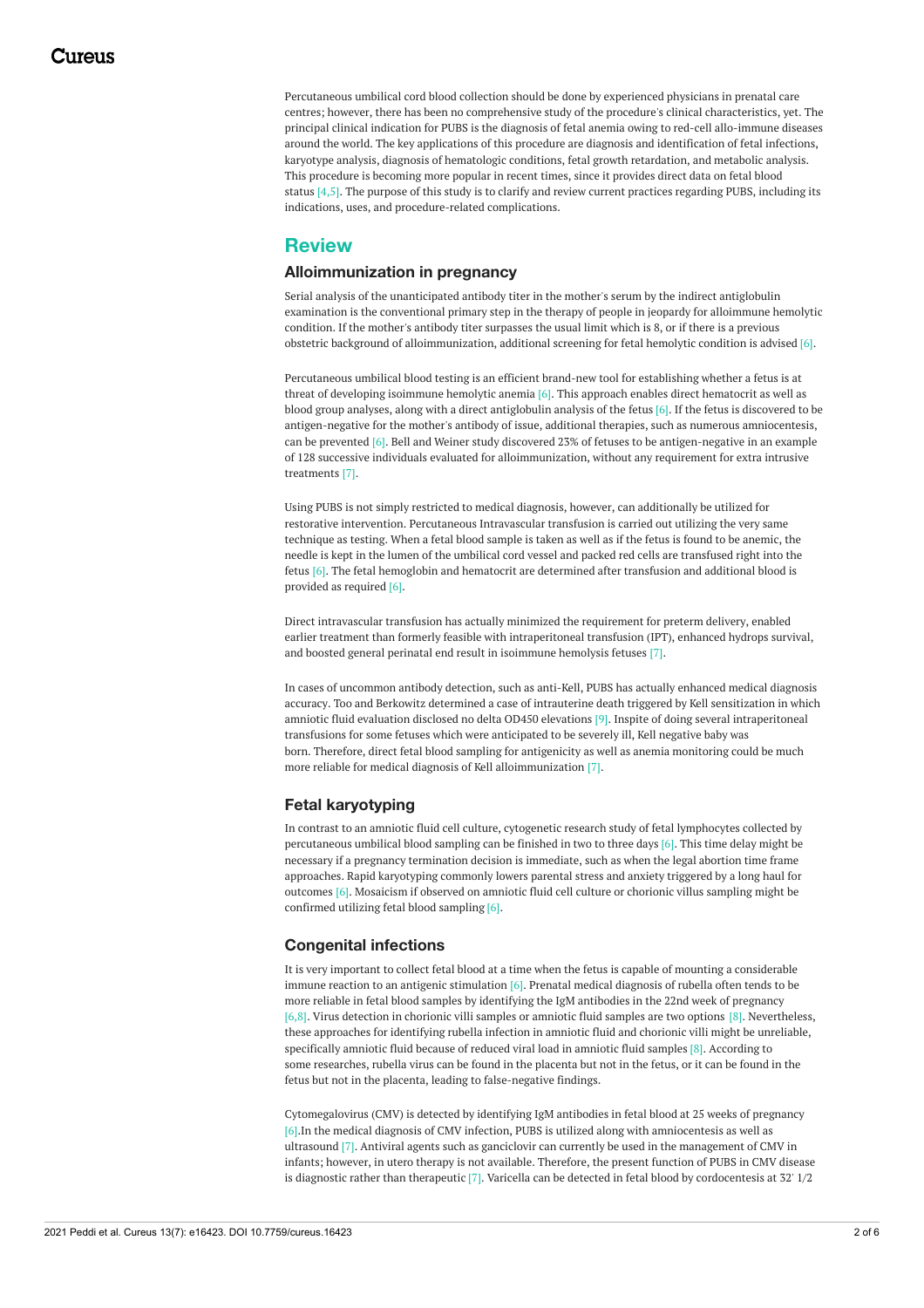Percutaneous umbilical cord blood collection should be done by experienced physicians in prenatal care centres; however, there has been no comprehensive study of the procedure's clinical characteristics, yet. The principal clinical indication for PUBS is the diagnosis of fetal anemia owing to red-cell allo-immune diseases around the world. The key applications of this procedure are diagnosis and identification of fetal infections, karyotype analysis, diagnosis of hematologic conditions, fetal growth retardation, and metabolic analysis. This procedure is becoming more popular in recent times, since it provides direct data on fetal blood status [4,5]. The purpose of this study is to clarify and review current practices regarding PUBS, including its indications, uses, and procedure-related complications.

## Review

### Alloimmunization in pregnancy

Serial analysis of the unanticipated antibody titer in the mother's serum by the indirect antiglobulin examination is the conventional primary step in the therapy of people in jeopardy for alloimmune hemolytic condition. If the mother's antibody titer surpasses the usual limit which is 8, or if there is a previous obstetric background of alloimmunization, additional screening for fetal hemolytic condition is advised [6].

Percutaneous umbilical blood testing is an efficient brand-new tool for establishing whether a fetus is at threat of developing isoimmune hemolytic anemia [6]. This approach enables direct hematocrit as well as blood group analyses, along with a direct antiglobulin analysis of the fetus [6]. If the fetus is discovered to be antigen-negative for the mother's antibody of issue, additional therapies, such as numerous amniocentesis, can be prevented [6]. Bell and Weiner study discovered 23% of fetuses to be antigen-negative in an example of 128 successive individuals evaluated for alloimmunization, without any requirement for extra intrusive treatments [7].

Using PUBS is not simply restricted to medical diagnosis, however, can additionally be utilized for restorative intervention. Percutaneous Intravascular transfusion is carried out utilizing the very same technique as testing. When a fetal blood sample is taken as well as if the fetus is found to be anemic, the needle is kept in the lumen of the umbilical cord vessel and packed red cells are transfused right into the fetus [6]. The fetal hemoglobin and hematocrit are determined after transfusion and additional blood is provided as required [6].

Direct intravascular transfusion has actually minimized the requirement for preterm delivery, enabled earlier treatment than formerly feasible with intraperitoneal transfusion (IPT), enhanced hydrops survival, and boosted general perinatal end result in isoimmune hemolysis fetuses [7].

In cases of uncommon antibody detection, such as anti-Kell, PUBS has actually enhanced medical diagnosis accuracy. Too and Berkowitz determined a case of intrauterine death triggered by Kell sensitization in which amniotic fluid evaluation disclosed no delta OD450 elevations [9]. Inspite of doing several intraperitoneal transfusions for some fetuses which were anticipated to be severely ill, Kell negative baby was born. Therefore, direct fetal blood sampling for antigenicity as well as anemia monitoring could be much more reliable for medical diagnosis of Kell alloimmunization [7].

### Fetal karyotyping

In contrast to an amniotic fluid cell culture, cytogenetic research study of fetal lymphocytes collected by percutaneous umbilical blood sampling can be finished in two to three days [6]. This time delay might be necessary if a pregnancy termination decision is immediate, such as when the legal abortion time frame approaches. Rapid karyotyping commonly lowers parental stress and anxiety triggered by a long haul for outcomes [6]. Mosaicism if observed on amniotic fluid cell culture or chorionic villus sampling might be confirmed utilizing fetal blood sampling [6].

### Congenital infections

It is very important to collect fetal blood at a time when the fetus is capable of mounting a considerable immune reaction to an antigenic stimulation [6]. Prenatal medical diagnosis of rubella often tends to be more reliable in fetal blood samples by identifying the IgM antibodies in the 22nd week of pregnancy [6,8]. Virus detection in chorionic villi samples or amniotic fluid samples are two options [8]. Nevertheless, these approaches for identifying rubella infection in amniotic fluid and chorionic villi might be unreliable, specifically amniotic fluid because of reduced viral load in amniotic fluid samples [8]. According to some researches, rubella virus can be found in the placenta but not in the fetus, or it can be found in the fetus but not in the placenta, leading to false-negative findings.

Cytomegalovirus (CMV) is detected by identifying IgM antibodies in fetal blood at 25 weeks of pregnancy [6].In the medical diagnosis of CMV infection, PUBS is utilized along with amniocentesis as well as ultrasound [7]. Antiviral agents such as ganciclovir can currently be used in the management of CMV in infants; however, in utero therapy is not available. Therefore, the present function of PUBS in CMV disease is diagnostic rather than therapeutic [7]. Varicella can be detected in fetal blood by cordocentesis at 32' 1/2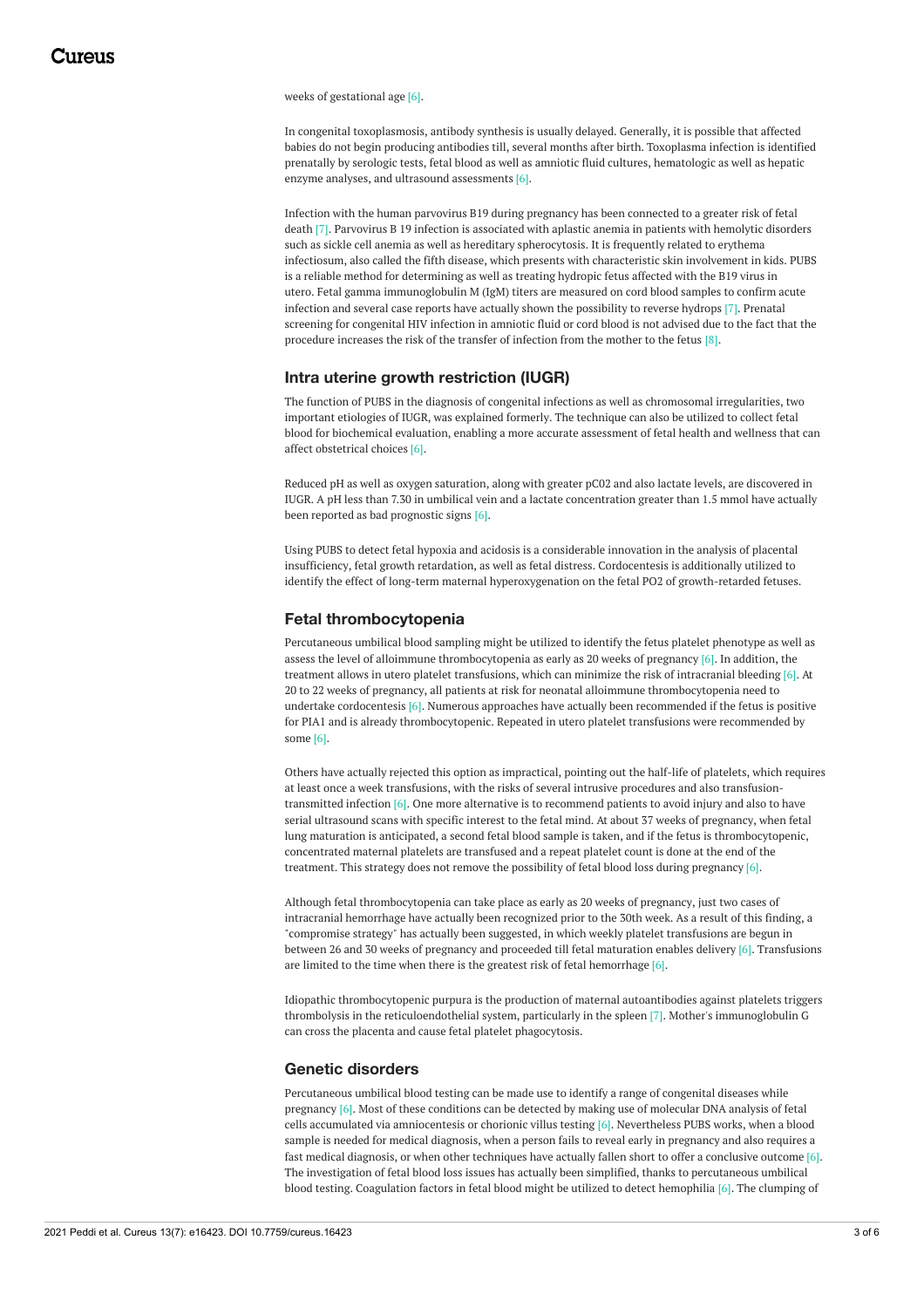weeks of gestational age [6].

In congenital toxoplasmosis, antibody synthesis is usually delayed. Generally, it is possible that affected babies do not begin producing antibodies till, several months after birth. Toxoplasma infection is identified prenatally by serologic tests, fetal blood as well as amniotic fluid cultures, hematologic as well as hepatic enzyme analyses, and ultrasound assessments [6].

Infection with the human parvovirus B19 during pregnancy has been connected to a greater risk of fetal death [7]. Parvovirus B 19 infection is associated with aplastic anemia in patients with hemolytic disorders such as sickle cell anemia as well as hereditary spherocytosis. It is frequently related to erythema infectiosum, also called the fifth disease, which presents with characteristic skin involvement in kids. PUBS is a reliable method for determining as well as treating hydropic fetus affected with the B19 virus in utero. Fetal gamma immunoglobulin M (IgM) titers are measured on cord blood samples to confirm acute infection and several case reports have actually shown the possibility to reverse hydrops [7]. Prenatal screening for congenital HIV infection in amniotic fluid or cord blood is not advised due to the fact that the procedure increases the risk of the transfer of infection from the mother to the fetus [8].

## Intra uterine growth restriction (IUGR)

The function of PUBS in the diagnosis of congenital infections as well as chromosomal irregularities, two important etiologies of IUGR, was explained formerly. The technique can also be utilized to collect fetal blood for biochemical evaluation, enabling a more accurate assessment of fetal health and wellness that can affect obstetrical choices [6].

Reduced pH as well as oxygen saturation, along with greater pC02 and also lactate levels, are discovered in IUGR. A pH less than 7.30 in umbilical vein and a lactate concentration greater than 1.5 mmol have actually been reported as bad prognostic signs [6].

Using PUBS to detect fetal hypoxia and acidosis is a considerable innovation in the analysis of placental insufficiency, fetal growth retardation, as well as fetal distress. Cordocentesis is additionally utilized to identify the effect of long-term maternal hyperoxygenation on the fetal PO2 of growth-retarded fetuses.

## Fetal thrombocytopenia

Percutaneous umbilical blood sampling might be utilized to identify the fetus platelet phenotype as well as assess the level of alloimmune thrombocytopenia as early as 20 weeks of pregnancy [6]. In addition, the treatment allows in utero platelet transfusions, which can minimize the risk of intracranial bleeding [6]. At 20 to 22 weeks of pregnancy, all patients at risk for neonatal alloimmune thrombocytopenia need to undertake cordocentesis [6]. Numerous approaches have actually been recommended if the fetus is positive for PIA1 and is already thrombocytopenic. Repeated in utero platelet transfusions were recommended by some [6].

Others have actually rejected this option as impractical, pointing out the half-life of platelets, which requires at least once a week transfusions, with the risks of several intrusive procedures and also transfusion-transmitted infection [6]. One more alternative is to recommend patients to avoid injury and also to have serial ultrasound scans with specific interest to the fetal mind. At about 37 weeks of pregnancy, when fetal lung maturation is anticipated, a second fetal blood sample is taken, and if the fetus is thrombocytopenic, concentrated maternal platelets are transfused and a repeat platelet count is done at the end of the treatment. This strategy does not remove the possibility of fetal blood loss during pregnancy [6].

Although fetal thrombocytopenia can take place as early as 20 weeks of pregnancy, just two cases of intracranial hemorrhage have actually been recognized prior to the 30th week. As a result of this finding, a "compromise strategy" has actually been suggested, in which weekly platelet transfusions are begun in between 26 and 30 weeks of pregnancy and proceeded till fetal maturation enables delivery [6]. Transfusions are limited to the time when there is the greatest risk of fetal hemorrhage [6].

Idiopathic thrombocytopenic purpura is the production of maternal autoantibodies against platelets triggers thrombolysis in the reticuloendothelial system, particularly in the spleen [7]. Mother's immunoglobulin G can cross the placenta and cause fetal platelet phagocytosis.

## Genetic disorders

Percutaneous umbilical blood testing can be made use to identify a range of congenital diseases while pregnancy [6]. Most of these conditions can be detected by making use of molecular DNA analysis of fetal cells accumulated via amniocentesis or chorionic villus testing [6]. Nevertheless PUBS works, when a blood sample is needed for medical diagnosis, when a person fails to reveal early in pregnancy and also requires a fast medical diagnosis, or when other techniques have actually fallen short to offer a conclusive outcome [6]. The investigation of fetal blood loss issues has actually been simplified, thanks to percutaneous umbilical blood testing. Coagulation factors in fetal blood might be utilized to detect hemophilia [6]. The clumping of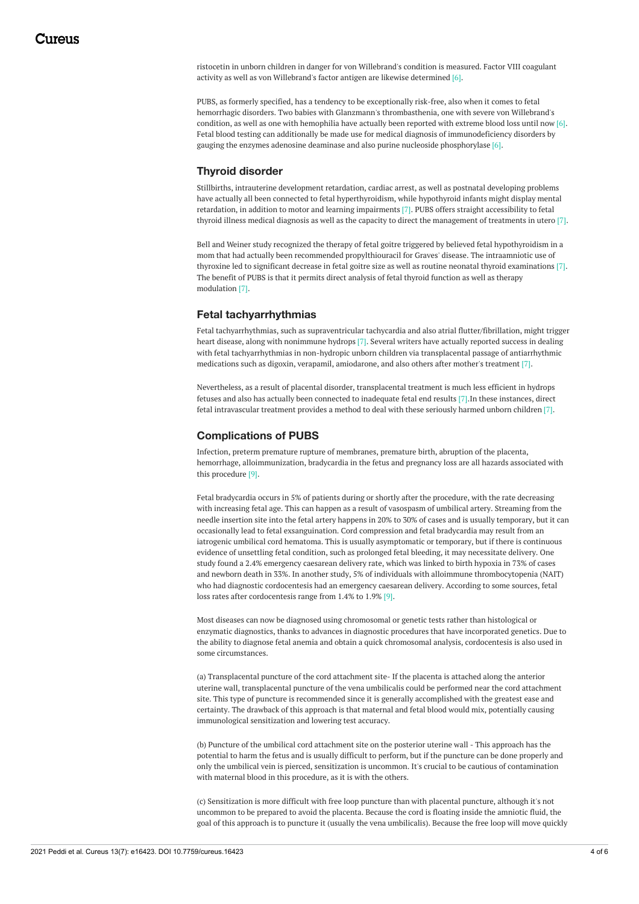ristocetin in unborn children in danger for von Willebrand's condition is measured. Factor VIII coagulant activity as well as von Willebrand's factor antigen are likewise determined [6].

PUBS, as formerly specified, has a tendency to be exceptionally risk-free, also when it comes to fetal hemorrhagic disorders. Two babies with Glanzmann's thrombasthenia, one with severe von Willebrand's condition, as well as one with hemophilia have actually been reported with extreme blood loss until now [6]. Fetal blood testing can additionally be made use for medical diagnosis of immunodeficiency disorders by gauging the enzymes adenosine deaminase and also purine nucleoside phosphorylase [6].

## Thyroid disorder

Stillbirths, intrauterine development retardation, cardiac arrest, as well as postnatal developing problems have actually all been connected to fetal hyperthyroidism, while hypothyroid infants might display mental retardation, in addition to motor and learning impairments [7]. PUBS offers straight accessibility to fetal thyroid illness medical diagnosis as well as the capacity to direct the management of treatments in utero [7].

Bell and Weiner study recognized the therapy of fetal goitre triggered by believed fetal hypothyroidism in a mom that had actually been recommended propylthiouracil for Graves' disease. The intraamniotic use of thyroxine led to significant decrease in fetal goitre size as well as routine neonatal thyroid examinations [7]. The benefit of PUBS is that it permits direct analysis of fetal thyroid function as well as therapy modulation [7].

## Fetal tachyarrhythmias

Fetal tachyarrhythmias, such as supraventricular tachycardia and also atrial flutter/fibrillation, might trigger heart disease, along with nonimmune hydrops [7]. Several writers have actually reported success in dealing with fetal tachyarrhythmias in non-hydropic unborn children via transplacental passage of antiarrhythmic medications such as digoxin, verapamil, amiodarone, and also others after mother's treatment [7].

Nevertheless, as a result of placental disorder, transplacental treatment is much less efficient in hydrops fetuses and also has actually been connected to inadequate fetal end results [7].In these instances, direct fetal intravascular treatment provides a method to deal with these seriously harmed unborn children [7].

## Complications of PUBS

Infection, preterm premature rupture of membranes, premature birth, abruption of the placenta, hemorrhage, alloimmunization, bradycardia in the fetus and pregnancy loss are all hazards associated with this procedure [9].

Fetal bradycardia occurs in 5% of patients during or shortly after the procedure, with the rate decreasing with increasing fetal age. This can happen as a result of vasospasm of umbilical artery. Streaming from the needle insertion site into the fetal artery happens in 20% to 30% of cases and is usually temporary, but it can occasionally lead to fetal exsanguination. Cord compression and fetal bradycardia may result from an iatrogenic umbilical cord hematoma. This is usually asymptomatic or temporary, but if there is continuous evidence of unsettling fetal condition, such as prolonged fetal bleeding, it may necessitate delivery. One study found a 2.4% emergency caesarean delivery rate, which was linked to birth hypoxia in 73% of cases and newborn death in 33%. In another study, 5% of individuals with alloimmune thrombocytopenia (NAIT) who had diagnostic cordocentesis had an emergency caesarean delivery. According to some sources, fetal loss rates after cordocentesis range from 1.4% to 1.9% [9].

Most diseases can now be diagnosed using chromosomal or genetic tests rather than histological or enzymatic diagnostics, thanks to advances in diagnostic procedures that have incorporated genetics. Due to the ability to diagnose fetal anemia and obtain a quick chromosomal analysis, cordocentesis is also used in some circumstances.

(a) Transplacental puncture of the cord attachment site- If the placenta is attached along the anterior uterine wall, transplacental puncture of the vena umbilicalis could be performed near the cord attachment site. This type of puncture is recommended since it is generally accomplished with the greatest ease and certainty. The drawback of this approach is that maternal and fetal blood would mix, potentially causing immunological sensitization and lowering test accuracy.

(b) Puncture of the umbilical cord attachment site on the posterior uterine wall - This approach has the potential to harm the fetus and is usually difficult to perform, but if the puncture can be done properly and only the umbilical vein is pierced, sensitization is uncommon. It's crucial to be cautious of contamination with maternal blood in this procedure, as it is with the others.

(c) Sensitization is more difficult with free loop puncture than with placental puncture, although it's not uncommon to be prepared to avoid the placenta. Because the cord is floating inside the amniotic fluid, the goal of this approach is to puncture it (usually the vena umbilicalis). Because the free loop will move quickly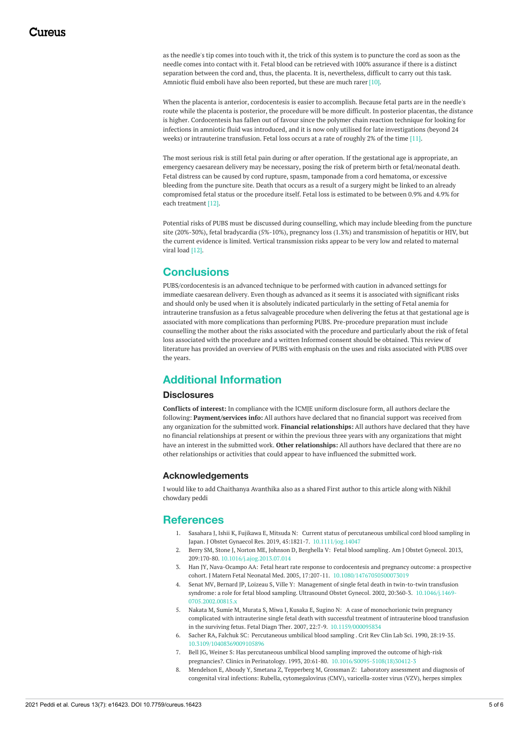as the needle's tip comes into touch with it, the trick of this system is to puncture the cord as soon as the needle comes into contact with it. Fetal blood can be retrieved with 100% assurance if there is a distinct separation between the cord and, thus, the placenta. It is, nevertheless, difficult to carry out this task. Amniotic fluid emboli have also been reported, but these are much rarer [10].

When the placenta is anterior, cordocentesis is easier to accomplish. Because fetal parts are in the needle's route while the placenta is posterior, the procedure will be more difficult. In posterior placentas, the distance is higher. Cordocentesis has fallen out of favour since the polymer chain reaction technique for looking for infections in amniotic fluid was introduced, and it is now only utilised for late investigations (beyond 24 weeks) or intrauterine transfusion. Fetal loss occurs at a rate of roughly 2% of the time [11].

The most serious risk is still fetal pain during or after operation. If the gestational age is appropriate, an emergency caesarean delivery may be necessary, posing the risk of preterm birth or fetal/neonatal death. Fetal distress can be caused by cord rupture, spasm, tamponade from a cord hematoma, or excessive bleeding from the puncture site. Death that occurs as a result of a surgery might be linked to an already compromised fetal status or the procedure itself. Fetal loss is estimated to be between 0.9% and 4.9% for each treatment [12].

Potential risks of PUBS must be discussed during counselling, which may include bleeding from the puncture site (20%-30%), fetal bradycardia (5%-10%), pregnancy loss (1.3%) and transmission of hepatitis or HIV, but the current evidence is limited. Vertical transmission risks appear to be very low and related to maternal viral load [12].

## Conclusions

PUBS/cordocentesis is an advanced technique to be performed with caution in advanced settings for immediate caesarean delivery. Even though as advanced as it seems it is associated with significant risks and should only be used when it is absolutely indicated particularly in the setting of Fetal anemia for intrauterine transfusion as a fetus salvageable procedure when delivering the fetus at that gestational age is associated with more complications than performing PUBS. Pre-procedure preparation must include counselling the mother about the risks associated with the procedure and particularly about the risk of fetal loss associated with the procedure and a written Informed consent should be obtained. This review of literature has provided an overview of PUBS with emphasis on the uses and risks associated with PUBS over the years.

## Additional Information

### Disclosures

**Conflicts of interest:** In compliance with the ICMJE uniform disclosure form, all authors declare the following: **Payment/services info:** All authors have declared that no financial support was received from any organization for the submitted work. **Financial relationships:** All authors have declared that they have no financial relationships at present or within the previous three years with any organizations that might have an interest in the submitted work. **Other relationships:** All authors have declared that there are no other relationships or activities that could appear to have influenced the submitted work.

### Acknowledgements

I would like to add Chaithanya Avanthika also as a shared First author to this article along with Nikhil chowdary peddi

## References

1. Sasahara J, Ishii K, Fujikawa E, Mitsuda N: Current status of percutaneous umbilical cord blood sampling in Japan. J Obstet Gynaecol Res. 2019, 45:1821-7. 10.1111/jog.14047
2. Berry SM, Stone J, Norton ME, Johnson D, Berghella V: Fetal blood sampling. Am J Obstet Gynecol. 2013, 209:170-80. 10.1016/j.ajog.2013.07.014
3. Han JY, Nava-Ocampo AA: Fetal heart rate response to cordocentesis and pregnancy outcome: a prospective cohort. J Matern Fetal Neonatal Med. 2005, 17:207-11. 10.1080/14767050500073019
4. Senat MV, Bernard JP, Loizeau S, Ville Y: Management of single fetal death in twin-to-twin transfusion syndrome: a role for fetal blood sampling. Ultrasound Obstet Gynecol. 2002, 20:360-3. 10.1046/j.1469-0705.2002.00815.x
5. Nakata M, Sumie M, Murata S, Miwa I, Kusaka E, Sugino N: A case of monochorionic twin pregnancy complicated with intrauterine single fetal death with successful treatment of intrauterine blood transfusion in the surviving fetus. Fetal Diagn Ther. 2007, 22:7-9. 10.1159/000095834
6. Sacher RA, Falchuk SC: Percutaneous umbilical blood sampling . Crit Rev Clin Lab Sci. 1990, 28:19-35. 10.3109/10408369009105896
7. Bell JG, Weiner S: Has percutaneous umbilical blood sampling improved the outcome of high-risk pregnancies?. Clinics in Perinatology. 1993, 20:61-80. 10.1016/S0095-5108(18)30412-3
8. Mendelson E, Aboudy Y, Smetana Z, Tepperberg M, Grossman Z: Laboratory assessment and diagnosis of congenital viral infections: Rubella, cytomegalovirus (CMV), varicella-zoster virus (VZV), herpes simplex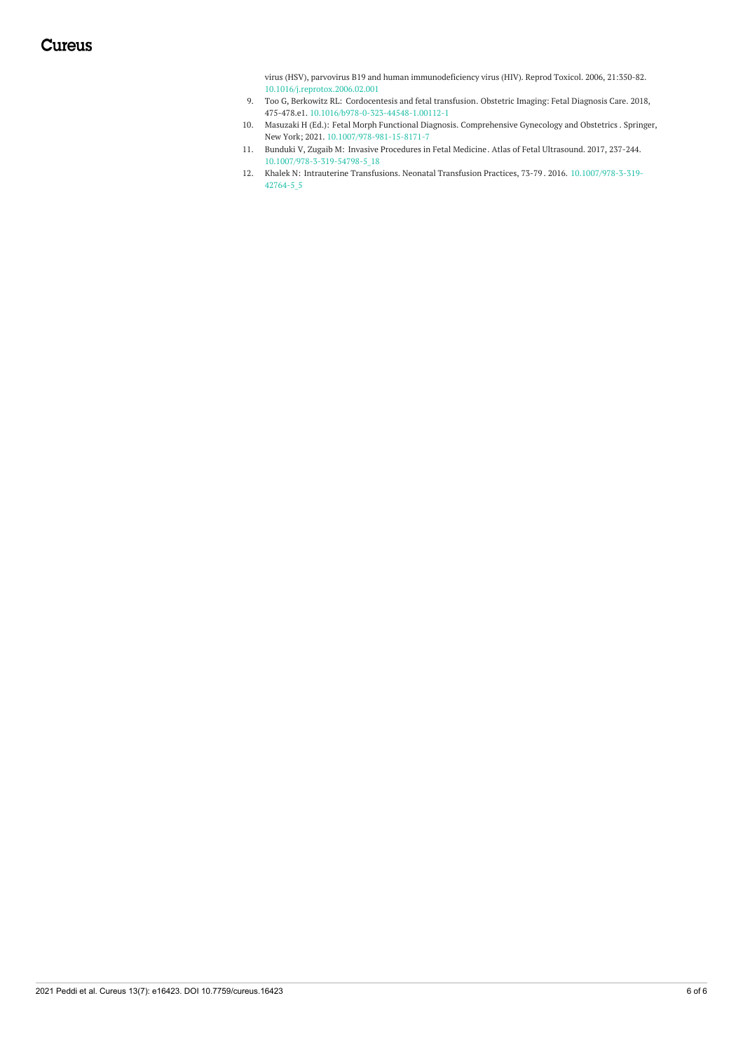virus (HSV), parvovirus B19 and human immunodeficiency virus (HIV). Reprod Toxicol. 2006, 21:350-82. 10.1016/j.reprotox.2006.02.001

9. Too G, Berkowitz RL: Cordocentesis and fetal transfusion. Obstetric Imaging: Fetal Diagnosis Care. 2018, 475-478.e1. 10.1016/b978-0-323-44548-1.00112-1
10. Masuzaki H (Ed.): Fetal Morph Functional Diagnosis. Comprehensive Gynecology and Obstetrics . Springer, New York; 2021. 10.1007/978-981-15-8171-7
11. Bunduki V, Zugaib M: Invasive Procedures in Fetal Medicine . Atlas of Fetal Ultrasound. 2017, 237-244. 10.1007/978-3-319-54798-5_18
12. Khalek N: Intrauterine Transfusions. Neonatal Transfusion Practices, 73-79 . 2016. 10.1007/978-3-319-42764-5_5